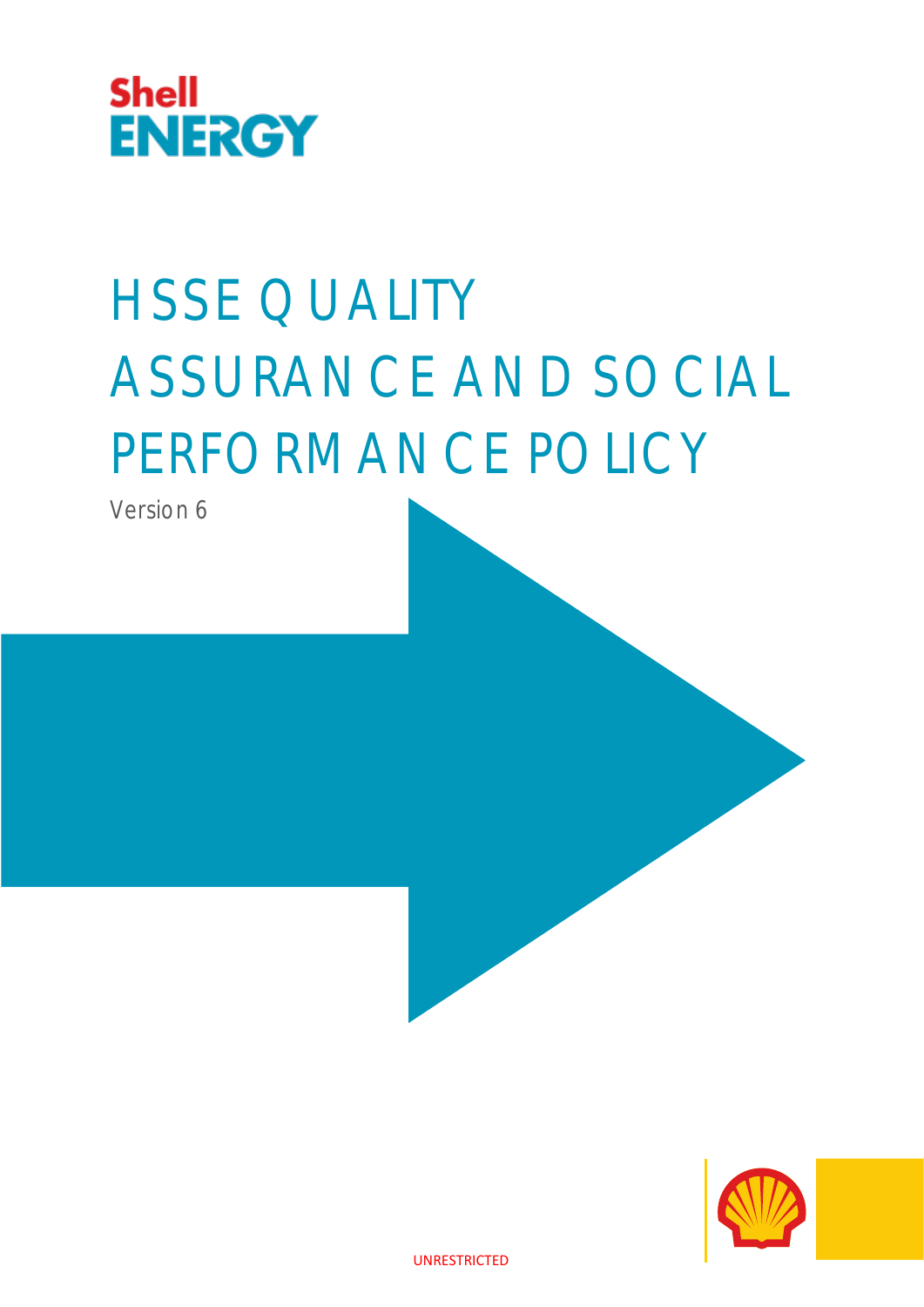Shell ENERGY

# HSSE QUALITY ASSURANCE AND SOCIAL PERFORMANCE POLICY

Version 6

UNRESTRICTED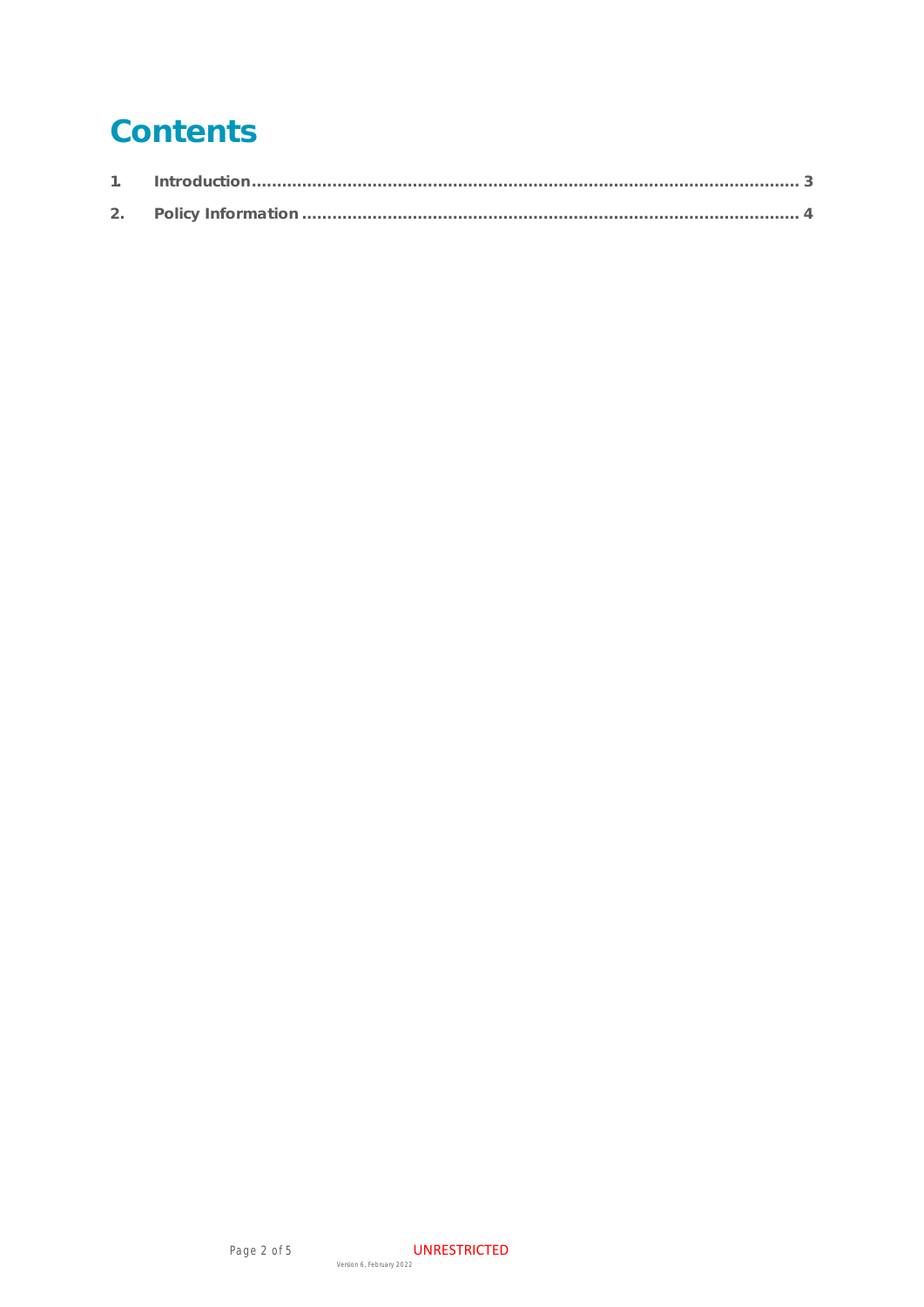# Contents

1. Introduction ........................................................................................................ 3
2. Policy Information ............................................................................................... 4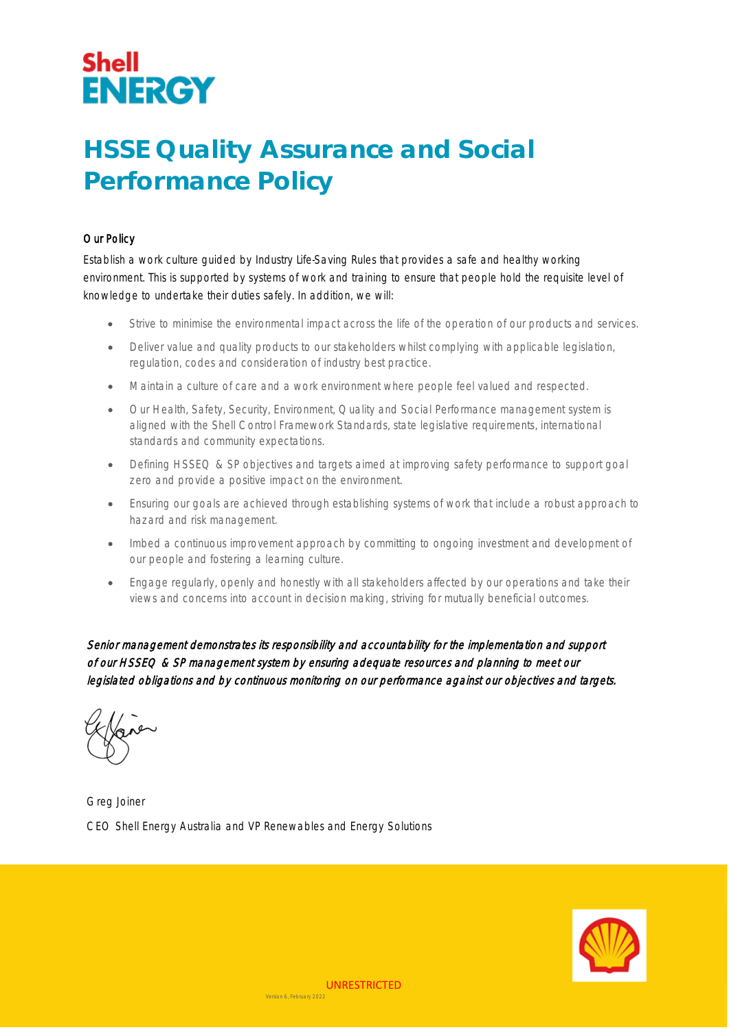Shell ENERGY

# HSSE Quality Assurance and Social Performance Policy

## Our Policy

Establish a work culture guided by Industry Life-Saving Rules that provides a safe and healthy working environment. This is supported by systems of work and training to ensure that people hold the requisite level of knowledge to undertake their duties safely. In addition, we will:

- Strive to minimise the environmental impact across the life of the operation of our products and services.
- Deliver value and quality products to our stakeholders whilst complying with applicable legislation, regulation, codes and consideration of industry best practice.
- Maintain a culture of care and a work environment where people feel valued and respected.
- Our Health, Safety, Security, Environment, Quality and Social Performance management system is aligned with the Shell Control Framework Standards, state legislative requirements, international standards and community expectations.
- Defining HSSEQ & SP objectives and targets aimed at improving safety performance to support goal zero and provide a positive impact on the environment.
- Ensuring our goals are achieved through establishing systems of work that include a robust approach to hazard and risk management.
- Imbed a continuous improvement approach by committing to ongoing investment and development of our people and fostering a learning culture.
- Engage regularly, openly and honestly with all stakeholders affected by our operations and take their views and concerns into account in decision making, striving for mutually beneficial outcomes.

*Senior management demonstrates its responsibility and accountability for the implementation and support of our HSSEQ & SP management system by ensuring adequate resources and planning to meet our legislated obligations and by continuous monitoring on our performance against our objectives and targets.*

Greg Joiner

CEO Shell Energy Australia and VP Renewables and Energy Solutions

UNRESTRICTED

Version 6, February 2022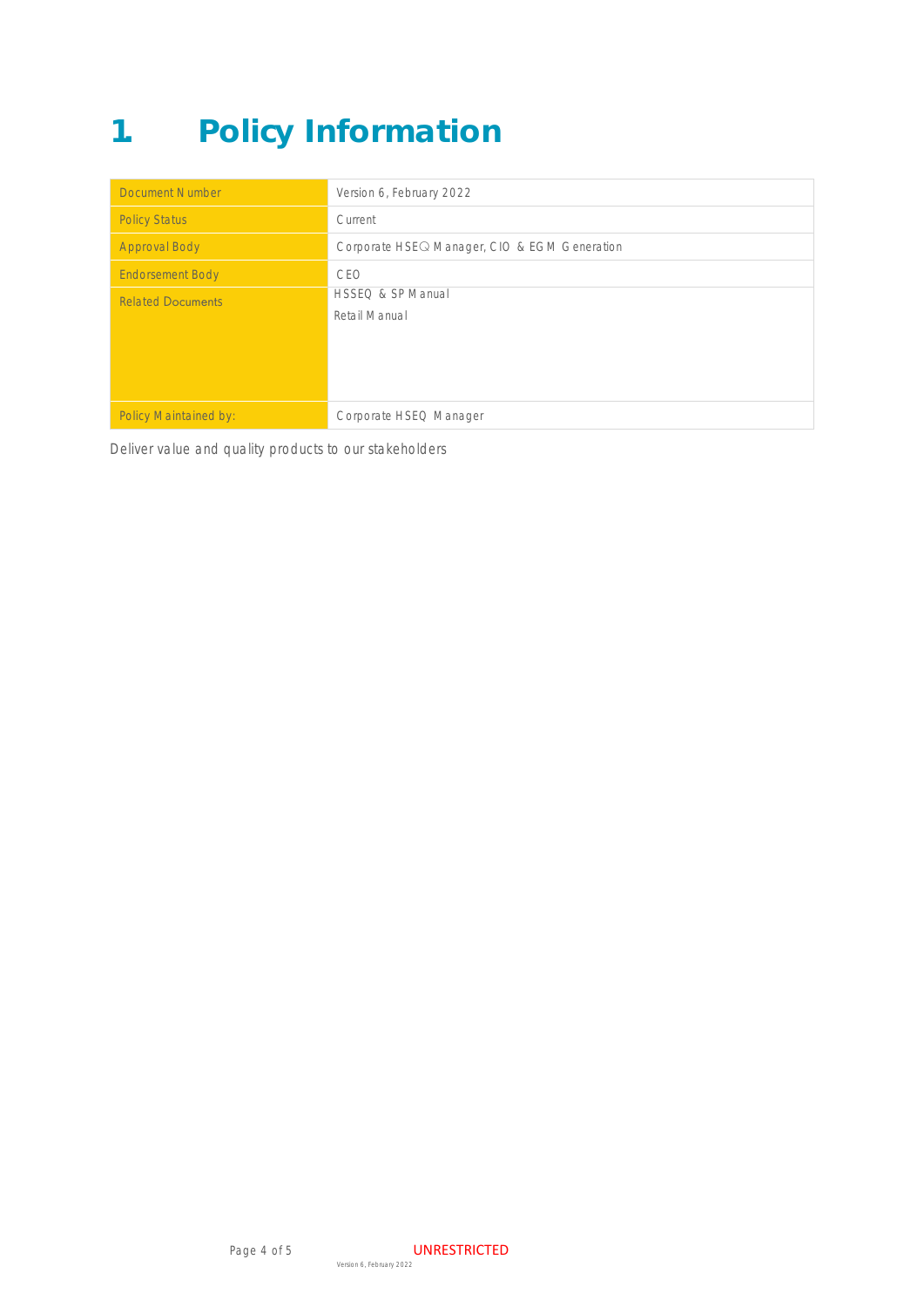# 1 Policy Information

| Document Number | Version 6, February 2022 |
|---|---|
| Policy Status | Current |
| Approval Body | Corporate HSEQ Manager, CIO & EGM Generation |
| Endorsement Body | CEO |
| Related Documents | HSSEQ & SP Manual<br>Retail Manual |
| Policy Maintained by: | Corporate HSEQ Manager |

Deliver value and quality products to our stakeholders

UNRESTRICTED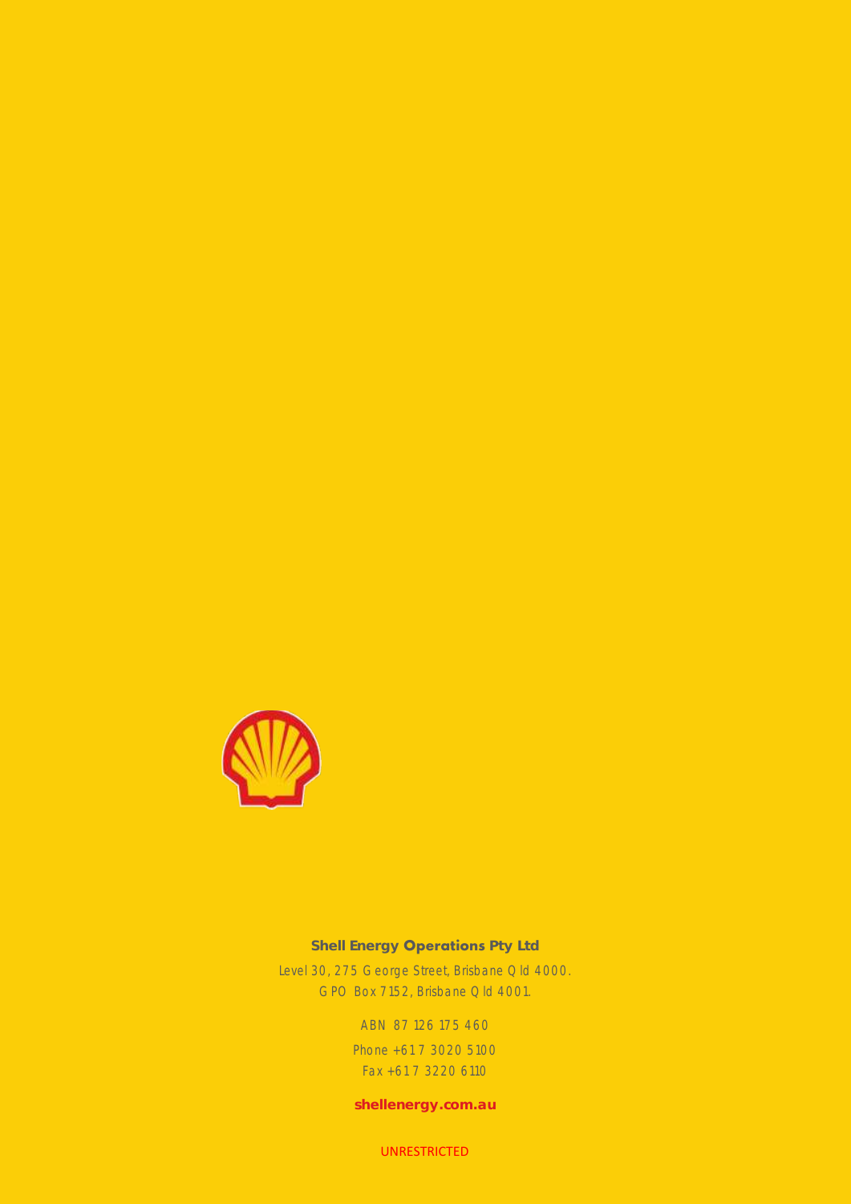**Shell Energy Operations Pty Ltd**

Level 30, 275 George Street, Brisbane Qld 4000.
GPO Box 7152, Brisbane Qld 4001.

ABN 87 126 175 460

Phone +61 7 3020 5100
Fax +61 7 3220 6110

**shellenergy.com.au**

UNRESTRICTED